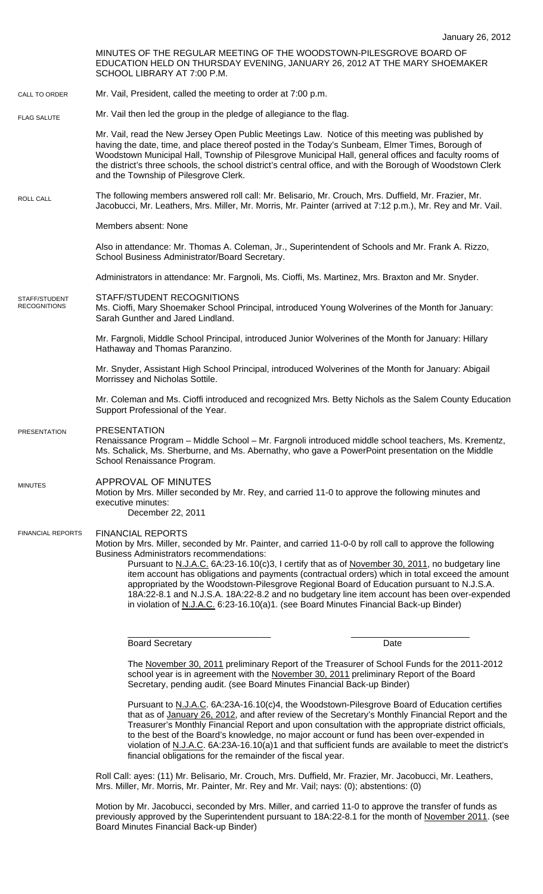January 26, 2012

MINUTES OF THE REGULAR MEETING OF THE WOODSTOWN-PILESGROVE BOARD OF EDUCATION HELD ON THURSDAY EVENING, JANUARY 26, 2012 AT THE MARY SHOEMAKER SCHOOL LIBRARY AT 7:00 P.M.

CALL TO ORDER

Mr. Vail, President, called the meeting to order at 7:00 p.m.

FLAG SALUTE

Mr. Vail then led the group in the pledge of allegiance to the flag.

Mr. Vail, read the New Jersey Open Public Meetings Law. Notice of this meeting was published by having the date, time, and place thereof posted in the Today's Sunbeam, Elmer Times, Borough of Woodstown Municipal Hall, Township of Pilesgrove Municipal Hall, general offices and faculty rooms of the district's three schools, the school district's central office, and with the Borough of Woodstown Clerk and the Township of Pilesgrove Clerk.

ROLL CALL

The following members answered roll call: Mr. Belisario, Mr. Crouch, Mrs. Duffield, Mr. Frazier, Mr. Jacobucci, Mr. Leathers, Mrs. Miller, Mr. Morris, Mr. Painter (arrived at 7:12 p.m.), Mr. Rey and Mr. Vail.

Members absent: None

Also in attendance: Mr. Thomas A. Coleman, Jr., Superintendent of Schools and Mr. Frank A. Rizzo, School Business Administrator/Board Secretary.

Administrators in attendance: Mr. Fargnoli, Ms. Cioffi, Ms. Martinez, Mrs. Braxton and Mr. Snyder.

STAFF/STUDENT RECOGNITIONS

STAFF/STUDENT RECOGNITIONS

Ms. Cioffi, Mary Shoemaker School Principal, introduced Young Wolverines of the Month for January: Sarah Gunther and Jared Lindland.

Mr. Fargnoli, Middle School Principal, introduced Junior Wolverines of the Month for January: Hillary Hathaway and Thomas Paranzino.

Mr. Snyder, Assistant High School Principal, introduced Wolverines of the Month for January: Abigail Morrissey and Nicholas Sottile.

Mr. Coleman and Ms. Cioffi introduced and recognized Mrs. Betty Nichols as the Salem County Education Support Professional of the Year.

PRESENTATION

PRESENTATION

Renaissance Program – Middle School – Mr. Fargnoli introduced middle school teachers, Ms. Krementz, Ms. Schalick, Ms. Sherburne, and Ms. Abernathy, who gave a PowerPoint presentation on the Middle School Renaissance Program.

MINUTES

APPROVAL OF MINUTES

Motion by Mrs. Miller seconded by Mr. Rey, and carried 11-0 to approve the following minutes and executive minutes:

December 22, 2011

FINANCIAL REPORTS

FINANCIAL REPORTS

Motion by Mrs. Miller, seconded by Mr. Painter, and carried 11-0-0 by roll call to approve the following Business Administrators recommendations:

Pursuant to N.J.A.C. 6A:23-16.10(c)3, I certify that as of November 30, 2011, no budgetary line item account has obligations and payments (contractual orders) which in total exceed the amount appropriated by the Woodstown-Pilesgrove Regional Board of Education pursuant to N.J.S.A. 18A:22-8.1 and N.J.S.A. 18A:22-8.2 and no budgetary line item account has been over-expended in violation of N.J.A.C. 6:23-16.10(a)1. (see Board Minutes Financial Back-up Binder)

_______________________________ _______________________
Board Secretary Date

The November 30, 2011 preliminary Report of the Treasurer of School Funds for the 2011-2012 school year is in agreement with the November 30, 2011 preliminary Report of the Board Secretary, pending audit. (see Board Minutes Financial Back-up Binder)

Pursuant to N.J.A.C. 6A:23A-16.10(c)4, the Woodstown-Pilesgrove Board of Education certifies that as of January 26, 2012, and after review of the Secretary's Monthly Financial Report and the Treasurer's Monthly Financial Report and upon consultation with the appropriate district officials, to the best of the Board's knowledge, no major account or fund has been over-expended in violation of N.J.A.C. 6A:23A-16.10(a)1 and that sufficient funds are available to meet the district's financial obligations for the remainder of the fiscal year.

Roll Call: ayes: (11) Mr. Belisario, Mr. Crouch, Mrs. Duffield, Mr. Frazier, Mr. Jacobucci, Mr. Leathers, Mrs. Miller, Mr. Morris, Mr. Painter, Mr. Rey and Mr. Vail; nays: (0); abstentions: (0)

Motion by Mr. Jacobucci, seconded by Mrs. Miller, and carried 11-0 to approve the transfer of funds as previously approved by the Superintendent pursuant to 18A:22-8.1 for the month of November 2011. (see Board Minutes Financial Back-up Binder)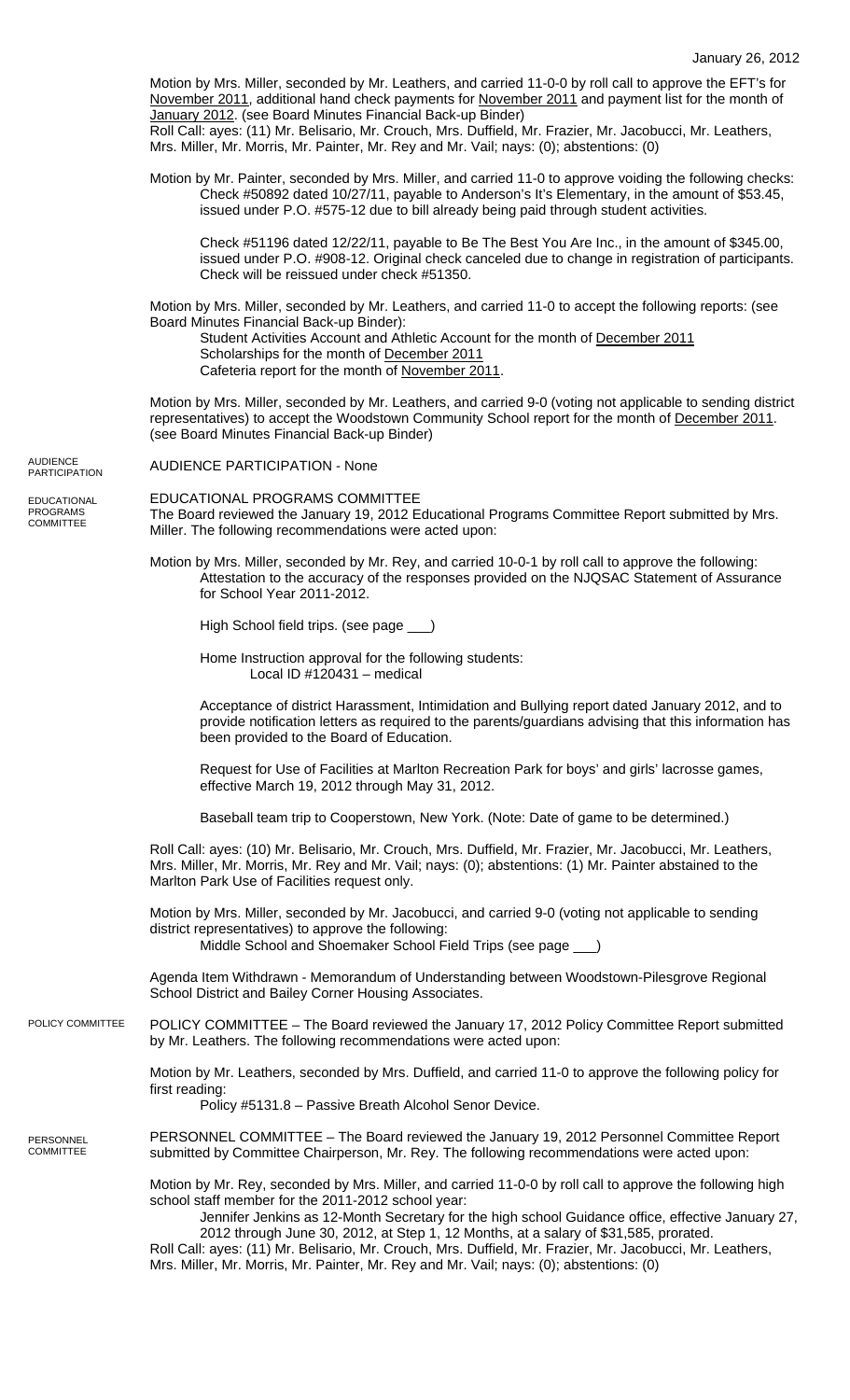Motion by Mrs. Miller, seconded by Mr. Leathers, and carried 11-0-0 by roll call to approve the EFT's for November 2011, additional hand check payments for November 2011 and payment list for the month of January 2012. (see Board Minutes Financial Back-up Binder)
Roll Call: ayes: (11) Mr. Belisario, Mr. Crouch, Mrs. Duffield, Mr. Frazier, Mr. Jacobucci, Mr. Leathers, Mrs. Miller, Mr. Morris, Mr. Painter, Mr. Rey and Mr. Vail; nays: (0); abstentions: (0)

Motion by Mr. Painter, seconded by Mrs. Miller, and carried 11-0 to approve voiding the following checks:

Check #50892 dated 10/27/11, payable to Anderson's It's Elementary, in the amount of $53.45, issued under P.O. #575-12 due to bill already being paid through student activities.

Check #51196 dated 12/22/11, payable to Be The Best You Are Inc., in the amount of $345.00, issued under P.O. #908-12. Original check canceled due to change in registration of participants. Check will be reissued under check #51350.

Motion by Mrs. Miller, seconded by Mr. Leathers, and carried 11-0 to accept the following reports: (see Board Minutes Financial Back-up Binder):

Student Activities Account and Athletic Account for the month of December 2011
Scholarships for the month of December 2011
Cafeteria report for the month of November 2011.

Motion by Mrs. Miller, seconded by Mr. Leathers, and carried 9-0 (voting not applicable to sending district representatives) to accept the Woodstown Community School report for the month of December 2011. (see Board Minutes Financial Back-up Binder)

AUDIENCE PARTICIPATION

AUDIENCE PARTICIPATION - None

EDUCATIONAL PROGRAMS COMMITTEE

EDUCATIONAL PROGRAMS COMMITTEE
The Board reviewed the January 19, 2012 Educational Programs Committee Report submitted by Mrs. Miller. The following recommendations were acted upon:

Motion by Mrs. Miller, seconded by Mr. Rey, and carried 10-0-1 by roll call to approve the following:

Attestation to the accuracy of the responses provided on the NJQSAC Statement of Assurance for School Year 2011-2012.

High School field trips. (see page \_\_\_)

Home Instruction approval for the following students:
Local ID #120431 – medical

Acceptance of district Harassment, Intimidation and Bullying report dated January 2012, and to provide notification letters as required to the parents/guardians advising that this information has been provided to the Board of Education.

Request for Use of Facilities at Marlton Recreation Park for boys' and girls' lacrosse games, effective March 19, 2012 through May 31, 2012.

Baseball team trip to Cooperstown, New York. (Note: Date of game to be determined.)

Roll Call: ayes: (10) Mr. Belisario, Mr. Crouch, Mrs. Duffield, Mr. Frazier, Mr. Jacobucci, Mr. Leathers, Mrs. Miller, Mr. Morris, Mr. Rey and Mr. Vail; nays: (0); abstentions: (1) Mr. Painter abstained to the Marlton Park Use of Facilities request only.

Motion by Mrs. Miller, seconded by Mr. Jacobucci, and carried 9-0 (voting not applicable to sending district representatives) to approve the following:

Middle School and Shoemaker School Field Trips (see page \_\_\_)

Agenda Item Withdrawn - Memorandum of Understanding between Woodstown-Pilesgrove Regional School District and Bailey Corner Housing Associates.

POLICY COMMITTEE

POLICY COMMITTEE – The Board reviewed the January 17, 2012 Policy Committee Report submitted by Mr. Leathers. The following recommendations were acted upon:

Motion by Mr. Leathers, seconded by Mrs. Duffield, and carried 11-0 to approve the following policy for first reading:

Policy #5131.8 – Passive Breath Alcohol Senor Device.

PERSONNEL COMMITTEE

PERSONNEL COMMITTEE – The Board reviewed the January 19, 2012 Personnel Committee Report submitted by Committee Chairperson, Mr. Rey. The following recommendations were acted upon:

Motion by Mr. Rey, seconded by Mrs. Miller, and carried 11-0-0 by roll call to approve the following high school staff member for the 2011-2012 school year:

Jennifer Jenkins as 12-Month Secretary for the high school Guidance office, effective January 27, 2012 through June 30, 2012, at Step 1, 12 Months, at a salary of $31,585, prorated.

Roll Call: ayes: (11) Mr. Belisario, Mr. Crouch, Mrs. Duffield, Mr. Frazier, Mr. Jacobucci, Mr. Leathers, Mrs. Miller, Mr. Morris, Mr. Painter, Mr. Rey and Mr. Vail; nays: (0); abstentions: (0)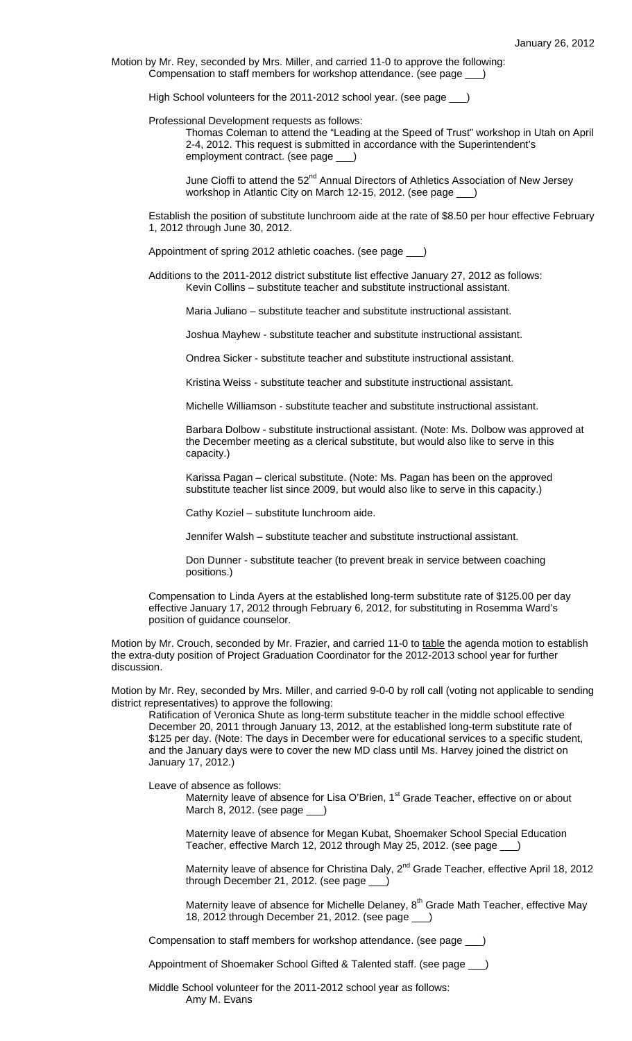Motion by Mr. Rey, seconded by Mrs. Miller, and carried 11-0 to approve the following:

Compensation to staff members for workshop attendance. (see page ___)

High School volunteers for the 2011-2012 school year. (see page ___)

Professional Development requests as follows:

Thomas Coleman to attend the "Leading at the Speed of Trust" workshop in Utah on April 2-4, 2012. This request is submitted in accordance with the Superintendent's employment contract. (see page ___)

June Cioffi to attend the 52nd Annual Directors of Athletics Association of New Jersey workshop in Atlantic City on March 12-15, 2012. (see page ___)

Establish the position of substitute lunchroom aide at the rate of $8.50 per hour effective February 1, 2012 through June 30, 2012.

Appointment of spring 2012 athletic coaches. (see page ___)

Additions to the 2011-2012 district substitute list effective January 27, 2012 as follows:

Kevin Collins – substitute teacher and substitute instructional assistant.

Maria Juliano – substitute teacher and substitute instructional assistant.

Joshua Mayhew - substitute teacher and substitute instructional assistant.

Ondrea Sicker - substitute teacher and substitute instructional assistant.

Kristina Weiss - substitute teacher and substitute instructional assistant.

Michelle Williamson - substitute teacher and substitute instructional assistant.

Barbara Dolbow - substitute instructional assistant. (Note: Ms. Dolbow was approved at the December meeting as a clerical substitute, but would also like to serve in this capacity.)

Karissa Pagan – clerical substitute. (Note: Ms. Pagan has been on the approved substitute teacher list since 2009, but would also like to serve in this capacity.)

Cathy Koziel – substitute lunchroom aide.

Jennifer Walsh – substitute teacher and substitute instructional assistant.

Don Dunner - substitute teacher (to prevent break in service between coaching positions.)

Compensation to Linda Ayers at the established long-term substitute rate of $125.00 per day effective January 17, 2012 through February 6, 2012, for substituting in Rosemma Ward's position of guidance counselor.

Motion by Mr. Crouch, seconded by Mr. Frazier, and carried 11-0 to table the agenda motion to establish the extra-duty position of Project Graduation Coordinator for the 2012-2013 school year for further discussion.

Motion by Mr. Rey, seconded by Mrs. Miller, and carried 9-0-0 by roll call (voting not applicable to sending district representatives) to approve the following:

Ratification of Veronica Shute as long-term substitute teacher in the middle school effective December 20, 2011 through January 13, 2012, at the established long-term substitute rate of $125 per day. (Note: The days in December were for educational services to a specific student, and the January days were to cover the new MD class until Ms. Harvey joined the district on January 17, 2012.)

Leave of absence as follows:

Maternity leave of absence for Lisa O'Brien, 1st Grade Teacher, effective on or about March 8, 2012. (see page ___)

Maternity leave of absence for Megan Kubat, Shoemaker School Special Education Teacher, effective March 12, 2012 through May 25, 2012. (see page ___)

Maternity leave of absence for Christina Daly, 2nd Grade Teacher, effective April 18, 2012 through December 21, 2012. (see page ___)

Maternity leave of absence for Michelle Delaney, 8th Grade Math Teacher, effective May 18, 2012 through December 21, 2012. (see page ___)

Compensation to staff members for workshop attendance. (see page ___)

Appointment of Shoemaker School Gifted & Talented staff. (see page ___)

Middle School volunteer for the 2011-2012 school year as follows:

Amy M. Evans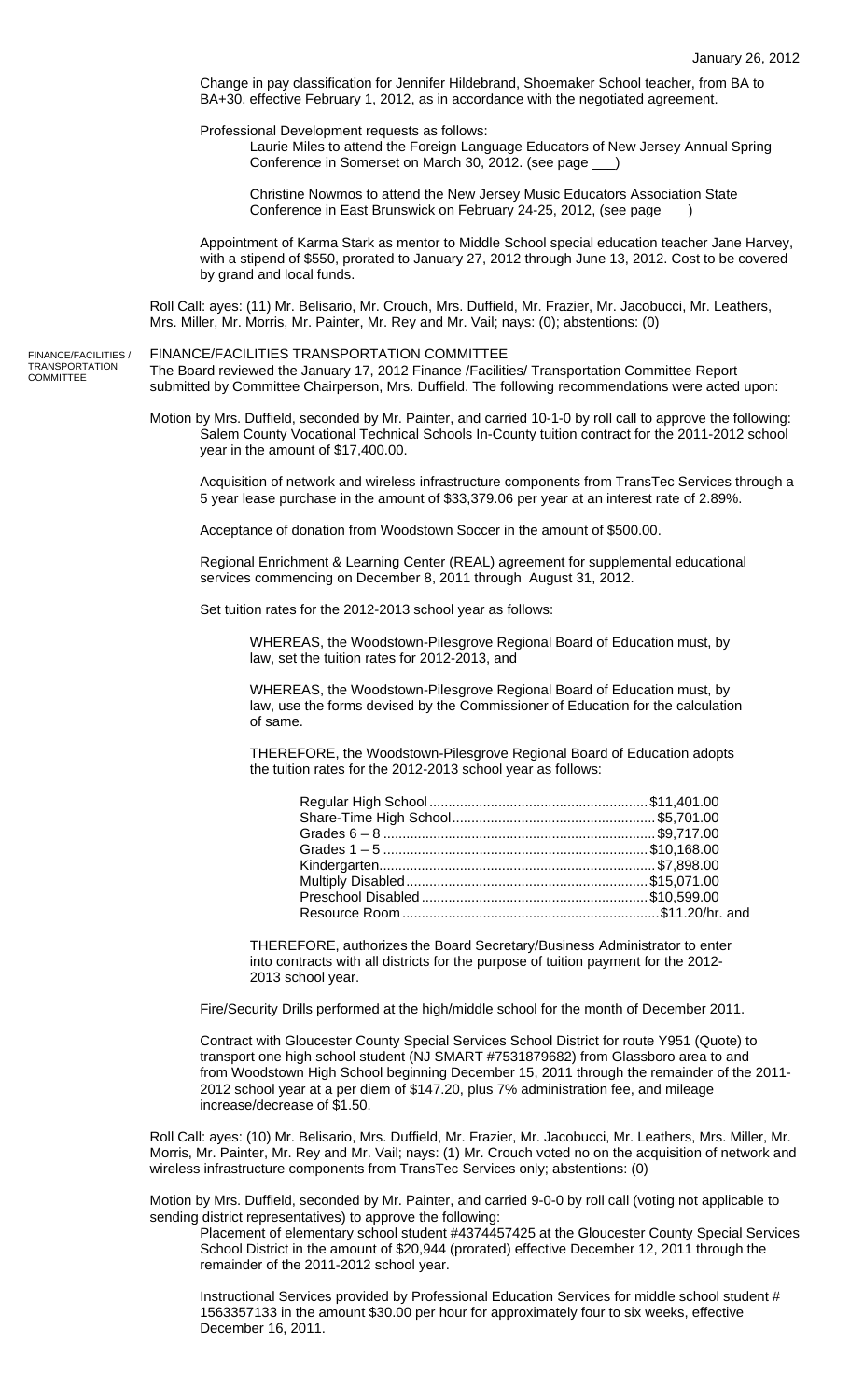Change in pay classification for Jennifer Hildebrand, Shoemaker School teacher, from BA to BA+30, effective February 1, 2012, as in accordance with the negotiated agreement.

Professional Development requests as follows:

Laurie Miles to attend the Foreign Language Educators of New Jersey Annual Spring Conference in Somerset on March 30, 2012. (see page ___)

Christine Nowmos to attend the New Jersey Music Educators Association State Conference in East Brunswick on February 24-25, 2012, (see page ___)

Appointment of Karma Stark as mentor to Middle School special education teacher Jane Harvey, with a stipend of $550, prorated to January 27, 2012 through June 13, 2012. Cost to be covered by grand and local funds.

Roll Call: ayes: (11) Mr. Belisario, Mr. Crouch, Mrs. Duffield, Mr. Frazier, Mr. Jacobucci, Mr. Leathers, Mrs. Miller, Mr. Morris, Mr. Painter, Mr. Rey and Mr. Vail; nays: (0); abstentions: (0)

FINANCE/FACILITIES / TRANSPORTATION COMMITTEE

## FINANCE/FACILITIES TRANSPORTATION COMMITTEE

The Board reviewed the January 17, 2012 Finance /Facilities/ Transportation Committee Report submitted by Committee Chairperson, Mrs. Duffield. The following recommendations were acted upon:

Motion by Mrs. Duffield, seconded by Mr. Painter, and carried 10-1-0 by roll call to approve the following:

Salem County Vocational Technical Schools In-County tuition contract for the 2011-2012 school year in the amount of $17,400.00.

Acquisition of network and wireless infrastructure components from TransTec Services through a 5 year lease purchase in the amount of $33,379.06 per year at an interest rate of 2.89%.

Acceptance of donation from Woodstown Soccer in the amount of $500.00.

Regional Enrichment & Learning Center (REAL) agreement for supplemental educational services commencing on December 8, 2011 through August 31, 2012.

Set tuition rates for the 2012-2013 school year as follows:

WHEREAS, the Woodstown-Pilesgrove Regional Board of Education must, by law, set the tuition rates for 2012-2013, and

WHEREAS, the Woodstown-Pilesgrove Regional Board of Education must, by law, use the forms devised by the Commissioner of Education for the calculation of same.

THEREFORE, the Woodstown-Pilesgrove Regional Board of Education adopts the tuition rates for the 2012-2013 school year as follows:

| | |
|---|---|
| Regular High School | $11,401.00 |
| Share-Time High School | $5,701.00 |
| Grades 6 – 8 | $9,717.00 |
| Grades 1 – 5 | $10,168.00 |
| Kindergarten | $7,898.00 |
| Multiply Disabled | $15,071.00 |
| Preschool Disabled | $10,599.00 |
| Resource Room | $11.20/hr. and |

THEREFORE, authorizes the Board Secretary/Business Administrator to enter into contracts with all districts for the purpose of tuition payment for the 2012-2013 school year.

Fire/Security Drills performed at the high/middle school for the month of December 2011.

Contract with Gloucester County Special Services School District for route Y951 (Quote) to transport one high school student (NJ SMART #7531879682) from Glassboro area to and from Woodstown High School beginning December 15, 2011 through the remainder of the 2011-2012 school year at a per diem of $147.20, plus 7% administration fee, and mileage increase/decrease of $1.50.

Roll Call: ayes: (10) Mr. Belisario, Mrs. Duffield, Mr. Frazier, Mr. Jacobucci, Mr. Leathers, Mrs. Miller, Mr. Morris, Mr. Painter, Mr. Rey and Mr. Vail; nays: (0); Mr. Crouch voted no on the acquisition of network and wireless infrastructure components from TransTec Services only; abstentions: (0)

Motion by Mrs. Duffield, seconded by Mr. Painter, and carried 9-0-0 by roll call (voting not applicable to sending district representatives) to approve the following:

Placement of elementary school student #4374457425 at the Gloucester County Special Services School District in the amount of $20,944 (prorated) effective December 12, 2011 through the remainder of the 2011-2012 school year.

Instructional Services provided by Professional Education Services for middle school student # 1563357133 in the amount $30.00 per hour for approximately four to six weeks, effective December 16, 2011.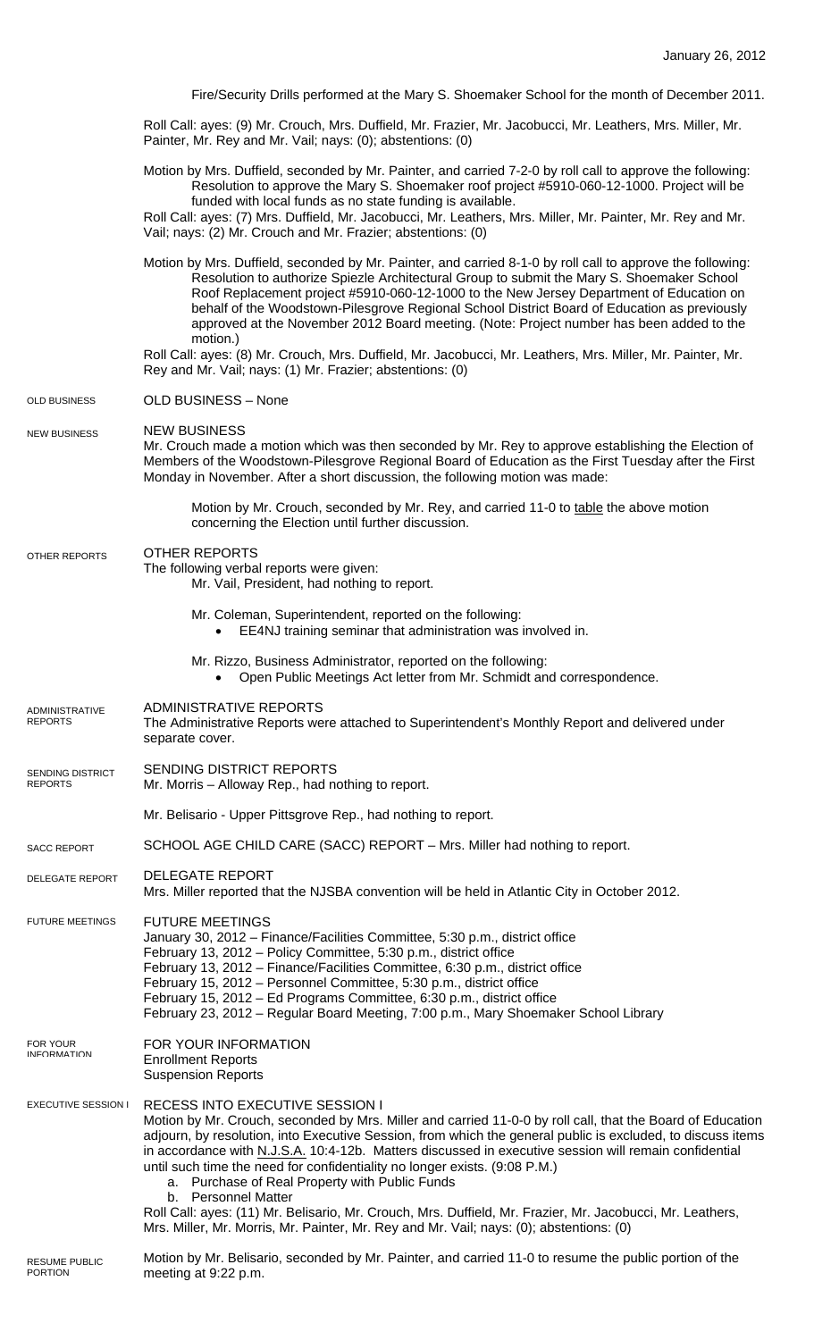January 26, 2012

Fire/Security Drills performed at the Mary S. Shoemaker School for the month of December 2011.

Roll Call: ayes: (9) Mr. Crouch, Mrs. Duffield, Mr. Frazier, Mr. Jacobucci, Mr. Leathers, Mrs. Miller, Mr. Painter, Mr. Rey and Mr. Vail; nays: (0); abstentions: (0)

Motion by Mrs. Duffield, seconded by Mr. Painter, and carried 7-2-0 by roll call to approve the following:
Resolution to approve the Mary S. Shoemaker roof project #5910-060-12-1000. Project will be funded with local funds as no state funding is available.

Roll Call: ayes: (7) Mrs. Duffield, Mr. Jacobucci, Mr. Leathers, Mrs. Miller, Mr. Painter, Mr. Rey and Mr. Vail; nays: (2) Mr. Crouch and Mr. Frazier; abstentions: (0)

Motion by Mrs. Duffield, seconded by Mr. Painter, and carried 8-1-0 by roll call to approve the following:
Resolution to authorize Spiezle Architectural Group to submit the Mary S. Shoemaker School Roof Replacement project #5910-060-12-1000 to the New Jersey Department of Education on behalf of the Woodstown-Pilesgrove Regional School District Board of Education as previously approved at the November 2012 Board meeting. (Note: Project number has been added to the motion.)

Roll Call: ayes: (8) Mr. Crouch, Mrs. Duffield, Mr. Jacobucci, Mr. Leathers, Mrs. Miller, Mr. Painter, Mr. Rey and Mr. Vail; nays: (1) Mr. Frazier; abstentions: (0)

## OLD BUSINESS

OLD BUSINESS – None

## NEW BUSINESS

NEW BUSINESS
Mr. Crouch made a motion which was then seconded by Mr. Rey to approve establishing the Election of Members of the Woodstown-Pilesgrove Regional Board of Education as the First Tuesday after the First Monday in November. After a short discussion, the following motion was made:

Motion by Mr. Crouch, seconded by Mr. Rey, and carried 11-0 to table the above motion concerning the Election until further discussion.

## OTHER REPORTS

OTHER REPORTS
The following verbal reports were given:

Mr. Vail, President, had nothing to report.

Mr. Coleman, Superintendent, reported on the following:

- EE4NJ training seminar that administration was involved in.

Mr. Rizzo, Business Administrator, reported on the following:

- Open Public Meetings Act letter from Mr. Schmidt and correspondence.

## ADMINISTRATIVE REPORTS

ADMINISTRATIVE REPORTS
The Administrative Reports were attached to Superintendent's Monthly Report and delivered under separate cover.

## SENDING DISTRICT REPORTS

SENDING DISTRICT REPORTS
Mr. Morris – Alloway Rep., had nothing to report.

Mr. Belisario - Upper Pittsgrove Rep., had nothing to report.

## SACC REPORT

SCHOOL AGE CHILD CARE (SACC) REPORT – Mrs. Miller had nothing to report.

## DELEGATE REPORT

DELEGATE REPORT
Mrs. Miller reported that the NJSBA convention will be held in Atlantic City in October 2012.

## FUTURE MEETINGS

FUTURE MEETINGS
January 30, 2012 – Finance/Facilities Committee, 5:30 p.m., district office
February 13, 2012 – Policy Committee, 5:30 p.m., district office
February 13, 2012 – Finance/Facilities Committee, 6:30 p.m., district office
February 15, 2012 – Personnel Committee, 5:30 p.m., district office
February 15, 2012 – Ed Programs Committee, 6:30 p.m., district office
February 23, 2012 – Regular Board Meeting, 7:00 p.m., Mary Shoemaker School Library

## FOR YOUR INFORMATION

FOR YOUR INFORMATION
Enrollment Reports
Suspension Reports

## EXECUTIVE SESSION I

RECESS INTO EXECUTIVE SESSION I
Motion by Mr. Crouch, seconded by Mrs. Miller and carried 11-0-0 by roll call, that the Board of Education adjourn, by resolution, into Executive Session, from which the general public is excluded, to discuss items in accordance with N.J.S.A. 10:4-12b. Matters discussed in executive session will remain confidential until such time the need for confidentiality no longer exists. (9:08 P.M.)

a. Purchase of Real Property with Public Funds
b. Personnel Matter

Roll Call: ayes: (11) Mr. Belisario, Mr. Crouch, Mrs. Duffield, Mr. Frazier, Mr. Jacobucci, Mr. Leathers, Mrs. Miller, Mr. Morris, Mr. Painter, Mr. Rey and Mr. Vail; nays: (0); abstentions: (0)

## RESUME PUBLIC PORTION

Motion by Mr. Belisario, seconded by Mr. Painter, and carried 11-0 to resume the public portion of the meeting at 9:22 p.m.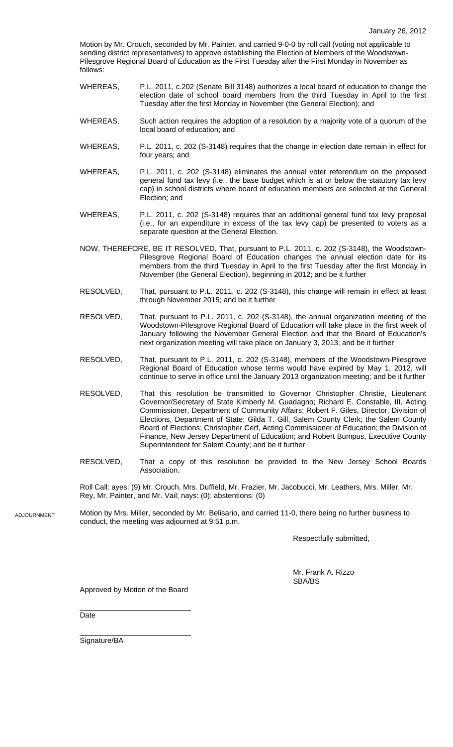January 26, 2012

Motion by Mr. Crouch, seconded by Mr. Painter, and carried 9-0-0 by roll call (voting not applicable to sending district representatives) to approve establishing the Election of Members of the Woodstown-Pilesgrove Regional Board of Education as the First Tuesday after the First Monday in November as follows:

WHEREAS, P.L. 2011, c.202 (Senate Bill 3148) authorizes a local board of education to change the election date of school board members from the third Tuesday in April to the first Tuesday after the first Monday in November (the General Election); and

WHEREAS, Such action requires the adoption of a resolution by a majority vote of a quorum of the local board of education; and

WHEREAS, P.L. 2011, c. 202 (S-3148) requires that the change in election date remain in effect for four years; and

WHEREAS, P.L. 2011, c. 202 (S-3148) eliminates the annual voter referendum on the proposed general fund tax levy (i.e., the base budget which is at or below the statutory tax levy cap) in school districts where board of education members are selected at the General Election; and

WHEREAS, P.L. 2011, c. 202 (S-3148) requires that an additional general fund tax levy proposal (i.e., for an expenditure in excess of the tax levy cap) be presented to voters as a separate question at the General Election.

NOW, THEREFORE, BE IT RESOLVED, That, pursuant to P.L. 2011, c. 202 (S-3148), the Woodstown-Pilesgrove Regional Board of Education changes the annual election date for its members from the third Tuesday in April to the first Tuesday after the first Monday in November (the General Election), beginning in 2012; and be it further

RESOLVED, That, pursuant to P.L. 2011, c. 202 (S-3148), this change will remain in effect at least through November 2015; and be it further

RESOLVED, That, pursuant to P.L. 2011, c. 202 (S-3148), the annual organization meeting of the Woodstown-Pilesgrove Regional Board of Education will take place in the first week of January following the November General Election and that the Board of Education's next organization meeting will take place on January 3, 2013; and be it further

RESOLVED, That, pursuant to P.L. 2011, c. 202 (S-3148), members of the Woodstown-Pilesgrove Regional Board of Education whose terms would have expired by May 1, 2012, will continue to serve in office until the January 2013 organization meeting; and be it further

RESOLVED, That this resolution be transmitted to Governor Christopher Christie, Lieutenant Governor/Secretary of State Kimberly M. Guadagno; Richard E. Constable, III, Acting Commissioner, Department of Community Affairs; Robert F. Giles, Director, Division of Elections, Department of State; Gilda T. Gill, Salem County Clerk; the Salem County Board of Elections; Christopher Cerf, Acting Commissioner of Education; the Division of Finance, New Jersey Department of Education; and Robert Bumpus, Executive County Superintendent for Salem County; and be it further

RESOLVED, That a copy of this resolution be provided to the New Jersey School Boards Association.

Roll Call: ayes: (9) Mr. Crouch, Mrs. Duffield, Mr. Frazier, Mr. Jacobucci, Mr. Leathers, Mrs. Miller, Mr. Rey, Mr. Painter, and Mr. Vail; nays: (0); abstentions: (0)

ADJOURNMENT

Motion by Mrs. Miller, seconded by Mr. Belisario, and carried 11-0, there being no further business to conduct, the meeting was adjourned at 9:51 p.m.

Respectfully submitted,

Mr. Frank A. Rizzo
SBA/BS

Approved by Motion of the Board

Date

Signature/BA